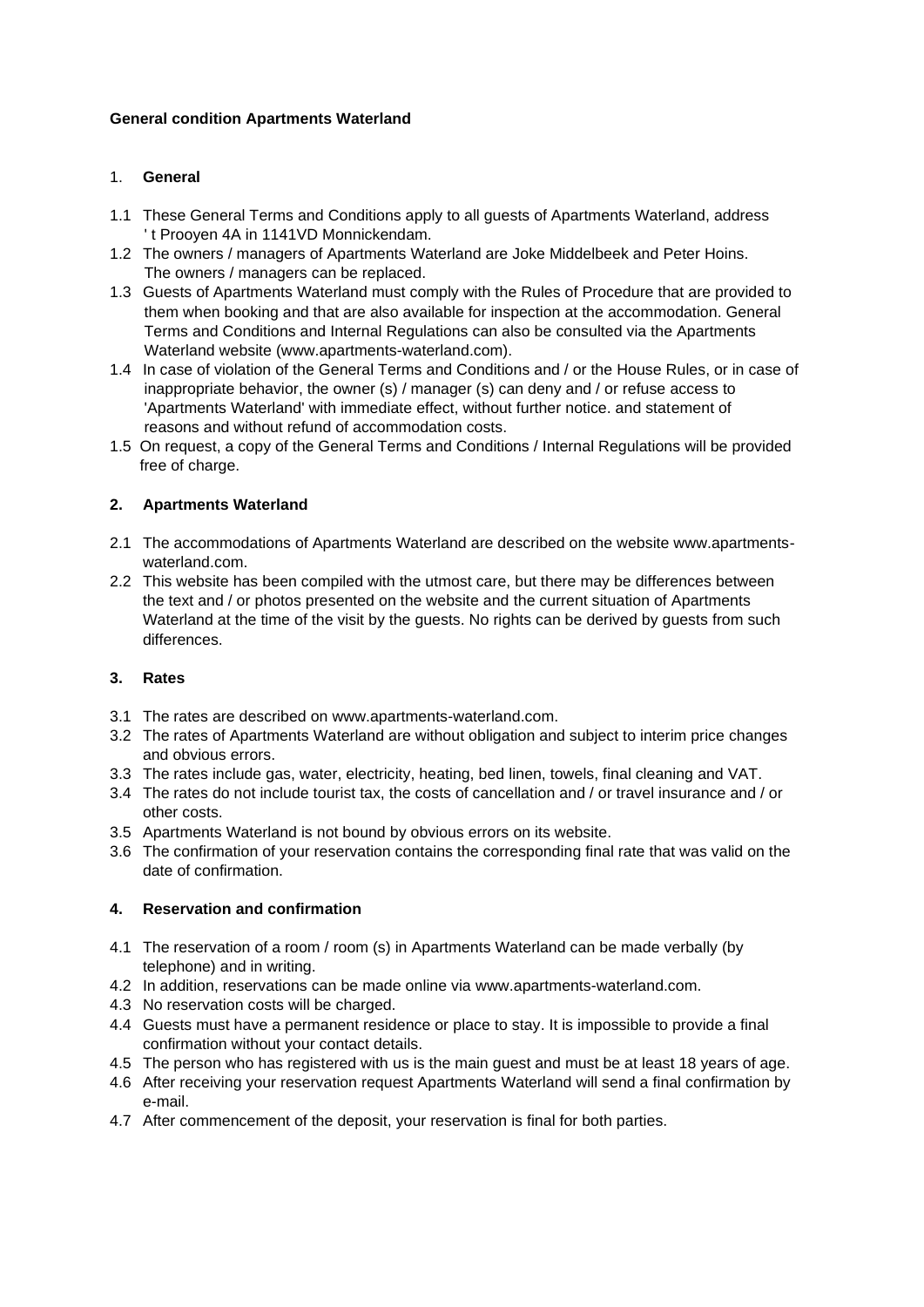**General condition Apartments Waterland**

## 1. General

1.1 These General Terms and Conditions apply to all guests of Apartments Waterland, address ' t Prooyen 4A in 1141VD Monnickendam.

1.2 The owners / managers of Apartments Waterland are Joke Middelbeek and Peter Hoins. The owners / managers can be replaced.

1.3 Guests of Apartments Waterland must comply with the Rules of Procedure that are provided to them when booking and that are also available for inspection at the accommodation. General Terms and Conditions and Internal Regulations can also be consulted via the Apartments Waterland website (www.apartments-waterland.com).

1.4 In case of violation of the General Terms and Conditions and / or the House Rules, or in case of inappropriate behavior, the owner (s) / manager (s) can deny and / or refuse access to 'Apartments Waterland' with immediate effect, without further notice. and statement of reasons and without refund of accommodation costs.

1.5 On request, a copy of the General Terms and Conditions / Internal Regulations will be provided free of charge.

## 2. Apartments Waterland

2.1 The accommodations of Apartments Waterland are described on the website www.apartments-waterland.com.

2.2 This website has been compiled with the utmost care, but there may be differences between the text and / or photos presented on the website and the current situation of Apartments Waterland at the time of the visit by the guests. No rights can be derived by guests from such differences.

## 3. Rates

3.1 The rates are described on www.apartments-waterland.com.

3.2 The rates of Apartments Waterland are without obligation and subject to interim price changes and obvious errors.

3.3 The rates include gas, water, electricity, heating, bed linen, towels, final cleaning and VAT.

3.4 The rates do not include tourist tax, the costs of cancellation and / or travel insurance and / or other costs.

3.5 Apartments Waterland is not bound by obvious errors on its website.

3.6 The confirmation of your reservation contains the corresponding final rate that was valid on the date of confirmation.

## 4. Reservation and confirmation

4.1 The reservation of a room / room (s) in Apartments Waterland can be made verbally (by telephone) and in writing.

4.2 In addition, reservations can be made online via www.apartments-waterland.com.

4.3 No reservation costs will be charged.

4.4 Guests must have a permanent residence or place to stay. It is impossible to provide a final confirmation without your contact details.

4.5 The person who has registered with us is the main guest and must be at least 18 years of age.

4.6 After receiving your reservation request Apartments Waterland will send a final confirmation by e-mail.

4.7 After commencement of the deposit, your reservation is final for both parties.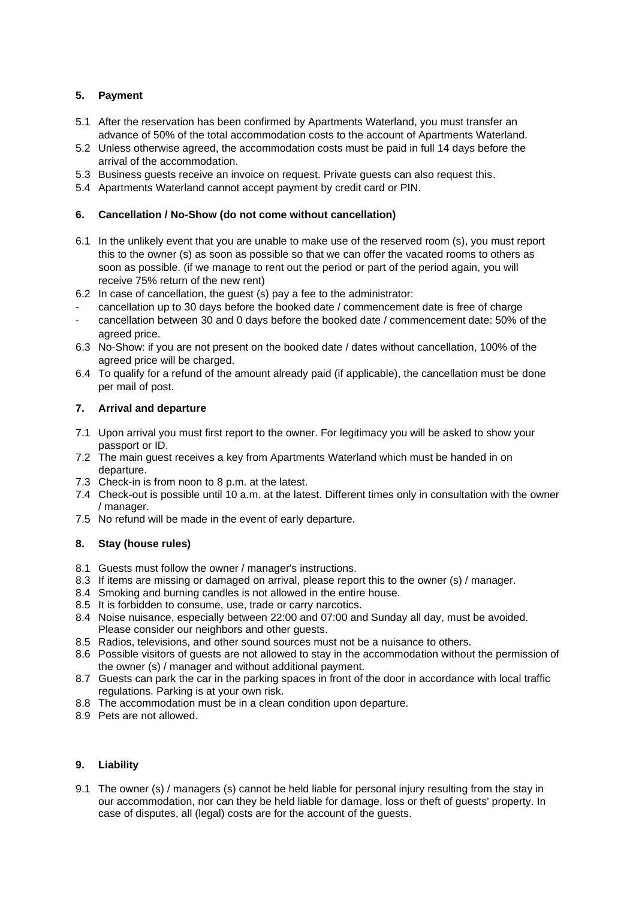## 5. Payment

5.1 After the reservation has been confirmed by Apartments Waterland, you must transfer an advance of 50% of the total accommodation costs to the account of Apartments Waterland.

5.2 Unless otherwise agreed, the accommodation costs must be paid in full 14 days before the arrival of the accommodation.

5.3 Business guests receive an invoice on request. Private guests can also request this.

5.4 Apartments Waterland cannot accept payment by credit card or PIN.

## 6. Cancellation / No-Show (do not come without cancellation)

6.1 In the unlikely event that you are unable to make use of the reserved room (s), you must report this to the owner (s) as soon as possible so that we can offer the vacated rooms to others as soon as possible. (if we manage to rent out the period or part of the period again, you will receive 75% return of the new rent)

6.2 In case of cancellation, the guest (s) pay a fee to the administrator:

- cancellation up to 30 days before the booked date / commencement date is free of charge
- cancellation between 30 and 0 days before the booked date / commencement date: 50% of the agreed price.

6.3 No-Show: if you are not present on the booked date / dates without cancellation, 100% of the agreed price will be charged.

6.4 To qualify for a refund of the amount already paid (if applicable), the cancellation must be done per mail of post.

## 7. Arrival and departure

7.1 Upon arrival you must first report to the owner. For legitimacy you will be asked to show your passport or ID.

7.2 The main guest receives a key from Apartments Waterland which must be handed in on departure.

7.3 Check-in is from noon to 8 p.m. at the latest.

7.4 Check-out is possible until 10 a.m. at the latest. Different times only in consultation with the owner / manager.

7.5 No refund will be made in the event of early departure.

## 8. Stay (house rules)

8.1 Guests must follow the owner / manager's instructions.

8.3 If items are missing or damaged on arrival, please report this to the owner (s) / manager.

8.4 Smoking and burning candles is not allowed in the entire house.

8.5 It is forbidden to consume, use, trade or carry narcotics.

8.4 Noise nuisance, especially between 22:00 and 07:00 and Sunday all day, must be avoided. Please consider our neighbors and other guests.

8.5 Radios, televisions, and other sound sources must not be a nuisance to others.

8.6 Possible visitors of guests are not allowed to stay in the accommodation without the permission of the owner (s) / manager and without additional payment.

8.7 Guests can park the car in the parking spaces in front of the door in accordance with local traffic regulations. Parking is at your own risk.

8.8 The accommodation must be in a clean condition upon departure.

8.9 Pets are not allowed.

## 9. Liability

9.1 The owner (s) / managers (s) cannot be held liable for personal injury resulting from the stay in our accommodation, nor can they be held liable for damage, loss or theft of guests' property. In case of disputes, all (legal) costs are for the account of the guests.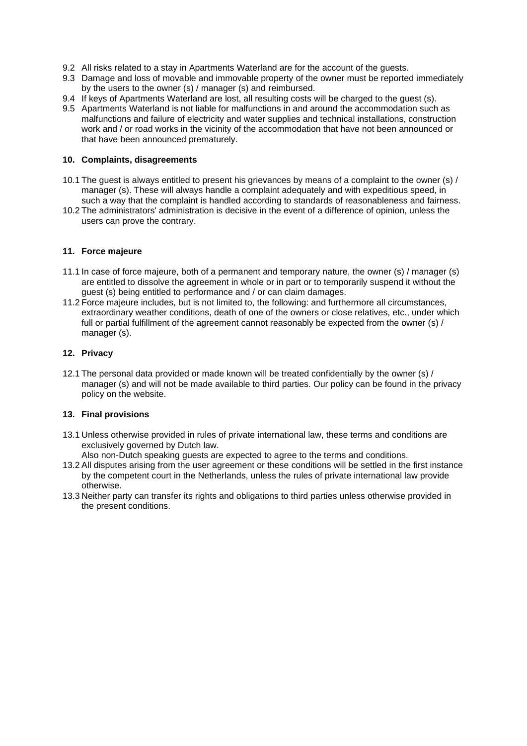9.2 All risks related to a stay in Apartments Waterland are for the account of the guests.
9.3 Damage and loss of movable and immovable property of the owner must be reported immediately by the users to the owner (s) / manager (s) and reimbursed.
9.4 If keys of Apartments Waterland are lost, all resulting costs will be charged to the guest (s).
9.5 Apartments Waterland is not liable for malfunctions in and around the accommodation such as malfunctions and failure of electricity and water supplies and technical installations, construction work and / or road works in the vicinity of the accommodation that have not been announced or that have been announced prematurely.

## 10. Complaints, disagreements

10.1 The guest is always entitled to present his grievances by means of a complaint to the owner (s) / manager (s). These will always handle a complaint adequately and with expeditious speed, in such a way that the complaint is handled according to standards of reasonableness and fairness.
10.2 The administrators' administration is decisive in the event of a difference of opinion, unless the users can prove the contrary.

## 11. Force majeure

11.1 In case of force majeure, both of a permanent and temporary nature, the owner (s) / manager (s) are entitled to dissolve the agreement in whole or in part or to temporarily suspend it without the guest (s) being entitled to performance and / or can claim damages.
11.2 Force majeure includes, but is not limited to, the following: and furthermore all circumstances, extraordinary weather conditions, death of one of the owners or close relatives, etc., under which full or partial fulfillment of the agreement cannot reasonably be expected from the owner (s) / manager (s).

## 12. Privacy

12.1 The personal data provided or made known will be treated confidentially by the owner (s) / manager (s) and will not be made available to third parties. Our policy can be found in the privacy policy on the website.

## 13. Final provisions

13.1 Unless otherwise provided in rules of private international law, these terms and conditions are exclusively governed by Dutch law.
Also non-Dutch speaking guests are expected to agree to the terms and conditions.
13.2 All disputes arising from the user agreement or these conditions will be settled in the first instance by the competent court in the Netherlands, unless the rules of private international law provide otherwise.
13.3 Neither party can transfer its rights and obligations to third parties unless otherwise provided in the present conditions.